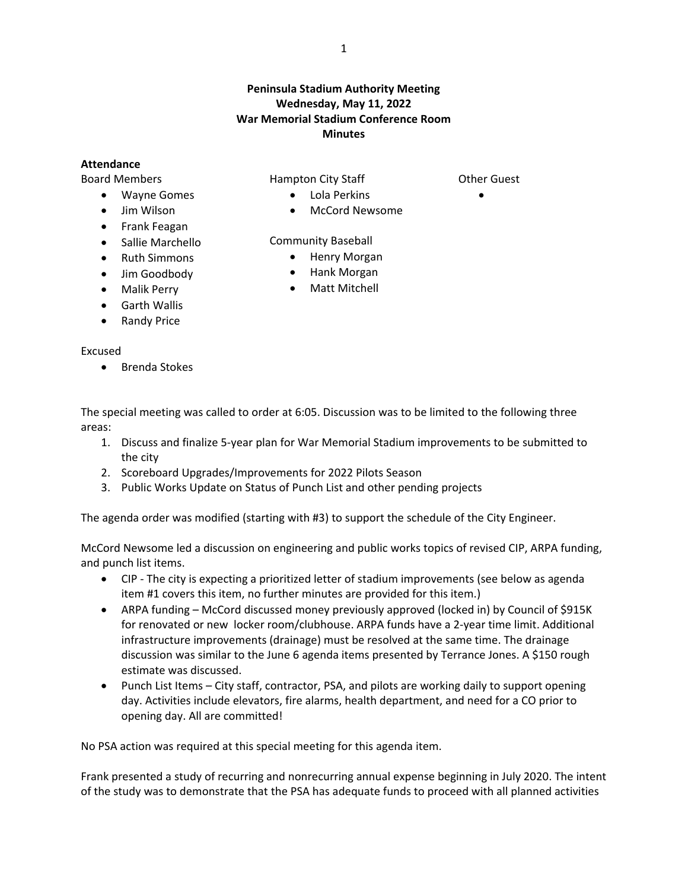**Peninsula Stadium Authority Meeting**
**Wednesday, May 11, 2022**
**War Memorial Stadium Conference Room**
**Minutes**

**Attendance**

Board Members
- Wayne Gomes
- Jim Wilson
- Frank Feagan
- Sallie Marchello
- Ruth Simmons
- Jim Goodbody
- Malik Perry
- Garth Wallis
- Randy Price

Hampton City Staff
- Lola Perkins
- McCord Newsome

Community Baseball
- Henry Morgan
- Hank Morgan
- Matt Mitchell

Other Guest
- 

Excused
- Brenda Stokes

The special meeting was called to order at 6:05. Discussion was to be limited to the following three areas:

1. Discuss and finalize 5-year plan for War Memorial Stadium improvements to be submitted to the city
2. Scoreboard Upgrades/Improvements for 2022 Pilots Season
3. Public Works Update on Status of Punch List and other pending projects

The agenda order was modified (starting with #3) to support the schedule of the City Engineer.

McCord Newsome led a discussion on engineering and public works topics of revised CIP, ARPA funding, and punch list items.

- CIP - The city is expecting a prioritized letter of stadium improvements (see below as agenda item #1 covers this item, no further minutes are provided for this item.)
- ARPA funding – McCord discussed money previously approved (locked in) by Council of $915K for renovated or new locker room/clubhouse. ARPA funds have a 2-year time limit. Additional infrastructure improvements (drainage) must be resolved at the same time. The drainage discussion was similar to the June 6 agenda items presented by Terrance Jones. A $150 rough estimate was discussed.
- Punch List Items – City staff, contractor, PSA, and pilots are working daily to support opening day. Activities include elevators, fire alarms, health department, and need for a CO prior to opening day. All are committed!

No PSA action was required at this special meeting for this agenda item.

Frank presented a study of recurring and nonrecurring annual expense beginning in July 2020. The intent of the study was to demonstrate that the PSA has adequate funds to proceed with all planned activities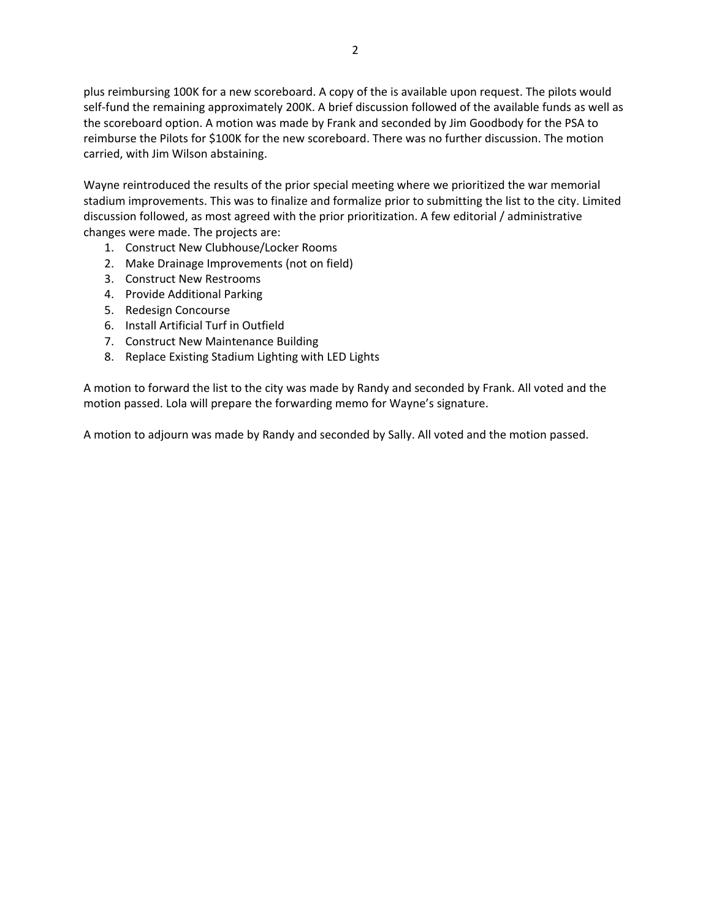plus reimbursing 100K for a new scoreboard. A copy of the is available upon request. The pilots would self-fund the remaining approximately 200K. A brief discussion followed of the available funds as well as the scoreboard option. A motion was made by Frank and seconded by Jim Goodbody for the PSA to reimburse the Pilots for $100K for the new scoreboard. There was no further discussion. The motion carried, with Jim Wilson abstaining.

Wayne reintroduced the results of the prior special meeting where we prioritized the war memorial stadium improvements. This was to finalize and formalize prior to submitting the list to the city. Limited discussion followed, as most agreed with the prior prioritization. A few editorial / administrative changes were made. The projects are:

1. Construct New Clubhouse/Locker Rooms
2. Make Drainage Improvements (not on field)
3. Construct New Restrooms
4. Provide Additional Parking
5. Redesign Concourse
6. Install Artificial Turf in Outfield
7. Construct New Maintenance Building
8. Replace Existing Stadium Lighting with LED Lights

A motion to forward the list to the city was made by Randy and seconded by Frank. All voted and the motion passed. Lola will prepare the forwarding memo for Wayne's signature.

A motion to adjourn was made by Randy and seconded by Sally. All voted and the motion passed.